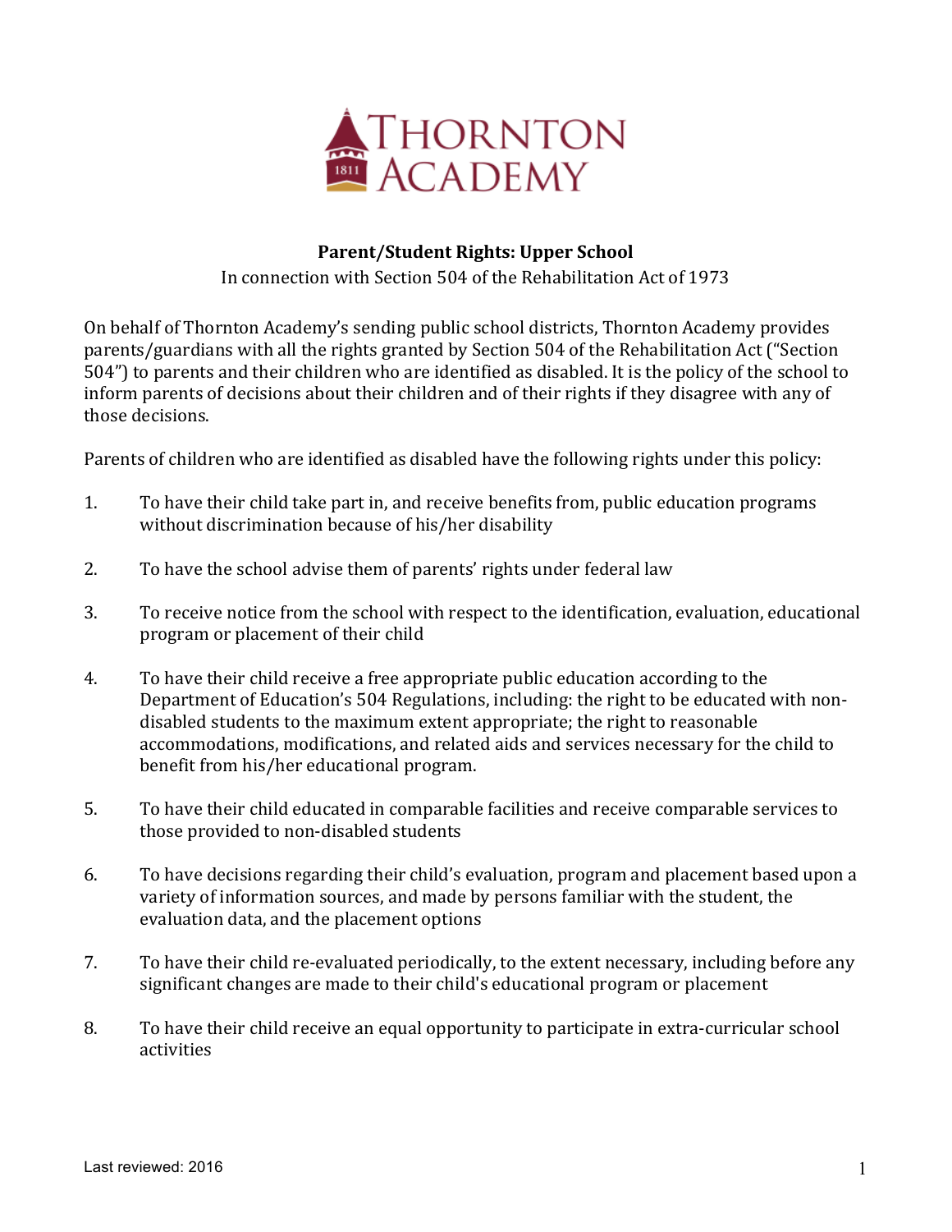THORNTON ACADEMY 1811

**Parent/Student Rights: Upper School**

In connection with Section 504 of the Rehabilitation Act of 1973

On behalf of Thornton Academy's sending public school districts, Thornton Academy provides parents/guardians with all the rights granted by Section 504 of the Rehabilitation Act ("Section 504") to parents and their children who are identified as disabled. It is the policy of the school to inform parents of decisions about their children and of their rights if they disagree with any of those decisions.

Parents of children who are identified as disabled have the following rights under this policy:

1. To have their child take part in, and receive benefits from, public education programs without discrimination because of his/her disability

2. To have the school advise them of parents' rights under federal law

3. To receive notice from the school with respect to the identification, evaluation, educational program or placement of their child

4. To have their child receive a free appropriate public education according to the Department of Education's 504 Regulations, including: the right to be educated with non-disabled students to the maximum extent appropriate; the right to reasonable accommodations, modifications, and related aids and services necessary for the child to benefit from his/her educational program.

5. To have their child educated in comparable facilities and receive comparable services to those provided to non-disabled students

6. To have decisions regarding their child's evaluation, program and placement based upon a variety of information sources, and made by persons familiar with the student, the evaluation data, and the placement options

7. To have their child re-evaluated periodically, to the extent necessary, including before any significant changes are made to their child's educational program or placement

8. To have their child receive an equal opportunity to participate in extra-curricular school activities

Last reviewed: 2016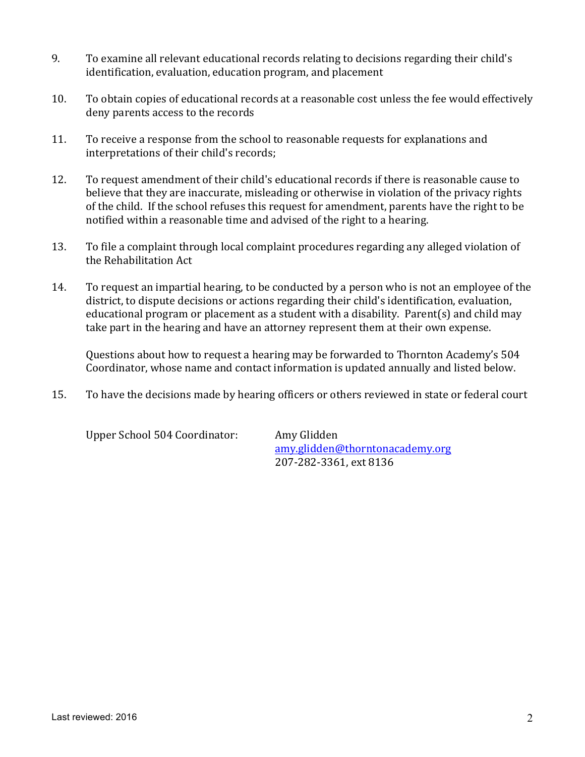9. To examine all relevant educational records relating to decisions regarding their child's identification, evaluation, education program, and placement

10. To obtain copies of educational records at a reasonable cost unless the fee would effectively deny parents access to the records

11. To receive a response from the school to reasonable requests for explanations and interpretations of their child's records;

12. To request amendment of their child's educational records if there is reasonable cause to believe that they are inaccurate, misleading or otherwise in violation of the privacy rights of the child. If the school refuses this request for amendment, parents have the right to be notified within a reasonable time and advised of the right to a hearing.

13. To file a complaint through local complaint procedures regarding any alleged violation of the Rehabilitation Act

14. To request an impartial hearing, to be conducted by a person who is not an employee of the district, to dispute decisions or actions regarding their child's identification, evaluation, educational program or placement as a student with a disability. Parent(s) and child may take part in the hearing and have an attorney represent them at their own expense.

    Questions about how to request a hearing may be forwarded to Thornton Academy's 504 Coordinator, whose name and contact information is updated annually and listed below.

15. To have the decisions made by hearing officers or others reviewed in state or federal court

Upper School 504 Coordinator: Amy Glidden
amy.glidden@thorntonacademy.org
207-282-3361, ext 8136

Last reviewed: 2016